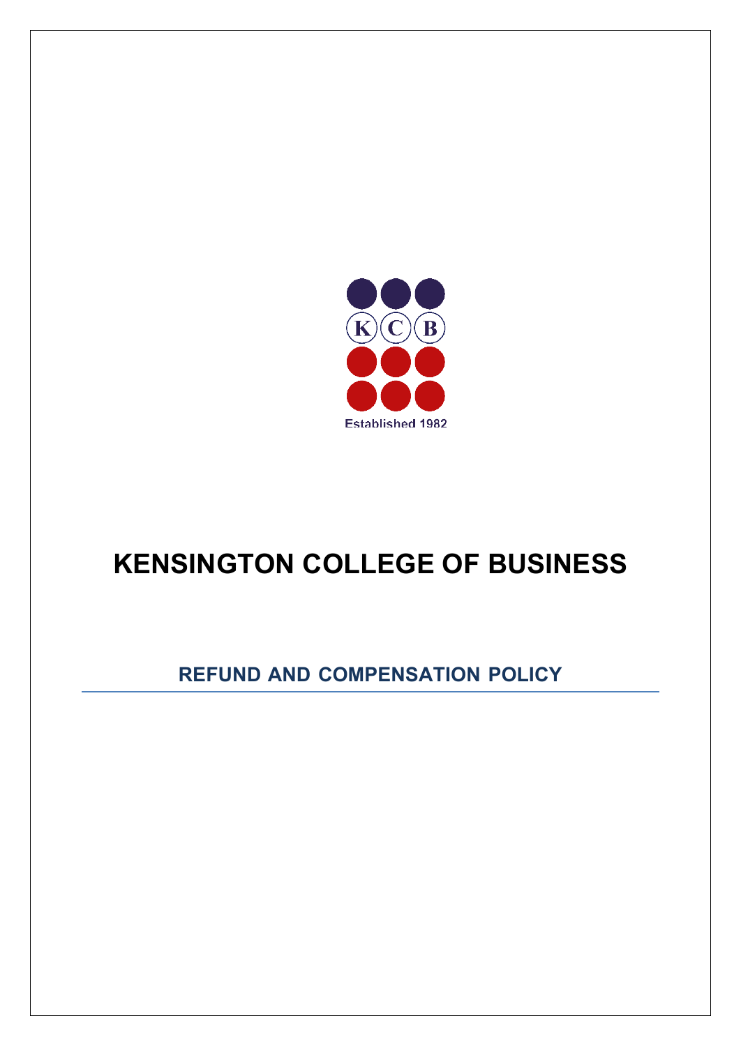KCB

Established 1982

# KENSINGTON COLLEGE OF BUSINESS

## REFUND AND COMPENSATION POLICY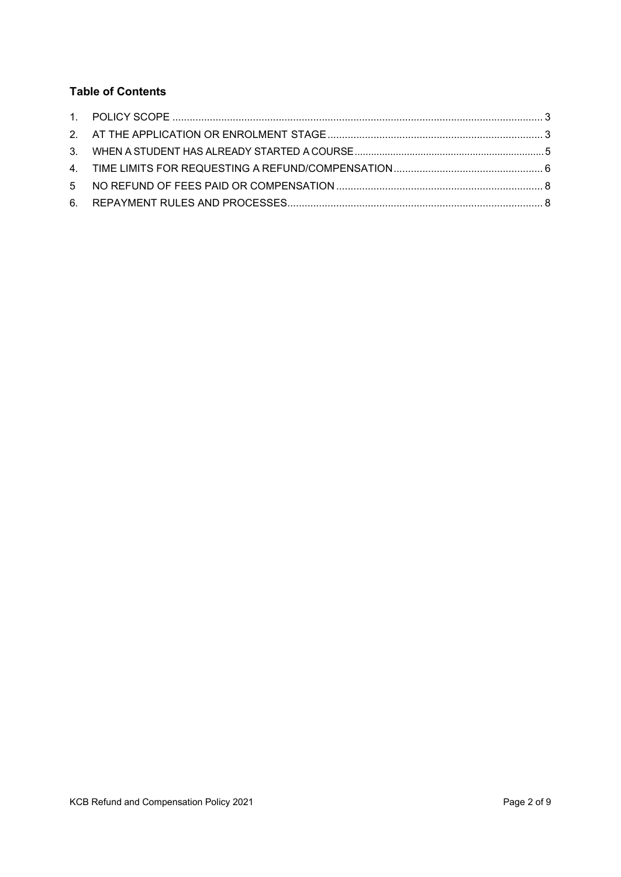### Table of Contents

1. POLICY SCOPE ..................................................................... 3
2. AT THE APPLICATION OR ENROLMENT STAGE ..................................................................... 3
3. WHEN A STUDENT HAS ALREADY STARTED A COURSE ..................................................................... 5
4. TIME LIMITS FOR REQUESTING A REFUND/COMPENSATION ..................................................................... 6
5 NO REFUND OF FEES PAID OR COMPENSATION ..................................................................... 8
6. REPAYMENT RULES AND PROCESSES ..................................................................... 8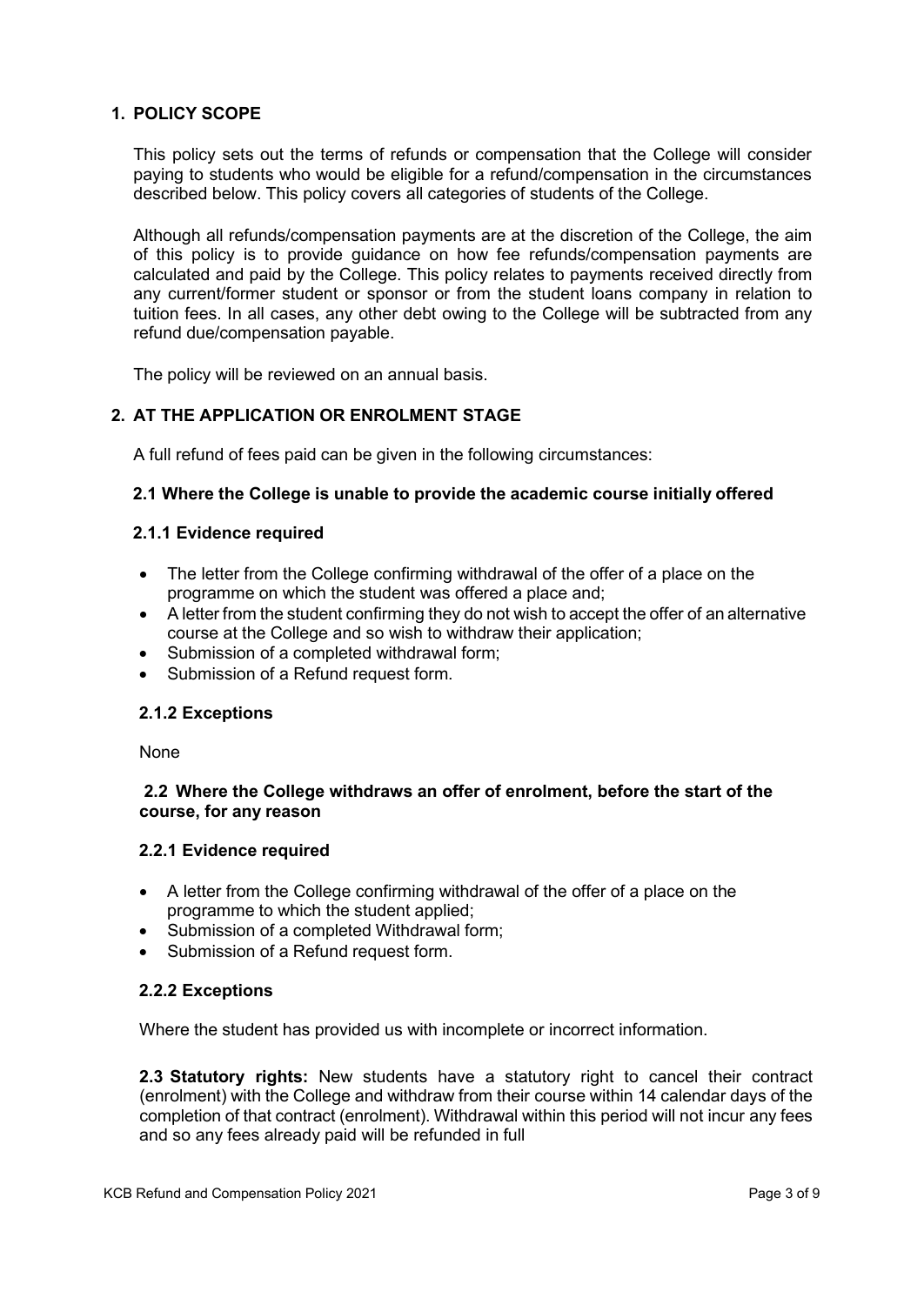## 1. POLICY SCOPE

This policy sets out the terms of refunds or compensation that the College will consider paying to students who would be eligible for a refund/compensation in the circumstances described below. This policy covers all categories of students of the College.

Although all refunds/compensation payments are at the discretion of the College, the aim of this policy is to provide guidance on how fee refunds/compensation payments are calculated and paid by the College. This policy relates to payments received directly from any current/former student or sponsor or from the student loans company in relation to tuition fees. In all cases, any other debt owing to the College will be subtracted from any refund due/compensation payable.

The policy will be reviewed on an annual basis.

## 2. AT THE APPLICATION OR ENROLMENT STAGE

A full refund of fees paid can be given in the following circumstances:

### 2.1 Where the College is unable to provide the academic course initially offered

#### 2.1.1 Evidence required

- The letter from the College confirming withdrawal of the offer of a place on the programme on which the student was offered a place and;
- A letter from the student confirming they do not wish to accept the offer of an alternative course at the College and so wish to withdraw their application;
- Submission of a completed withdrawal form;
- Submission of a Refund request form.

#### 2.1.2 Exceptions

None

### 2.2 Where the College withdraws an offer of enrolment, before the start of the course, for any reason

#### 2.2.1 Evidence required

- A letter from the College confirming withdrawal of the offer of a place on the programme to which the student applied;
- Submission of a completed Withdrawal form;
- Submission of a Refund request form.

#### 2.2.2 Exceptions

Where the student has provided us with incomplete or incorrect information.

**2.3 Statutory rights:** New students have a statutory right to cancel their contract (enrolment) with the College and withdraw from their course within 14 calendar days of the completion of that contract (enrolment). Withdrawal within this period will not incur any fees and so any fees already paid will be refunded in full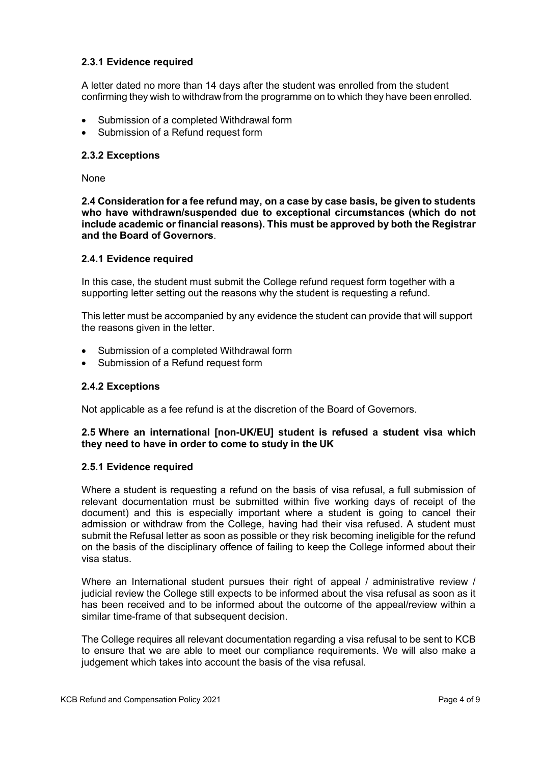### 2.3.1 Evidence required

A letter dated no more than 14 days after the student was enrolled from the student confirming they wish to withdraw from the programme on to which they have been enrolled.

- Submission of a completed Withdrawal form
- Submission of a Refund request form

### 2.3.2 Exceptions

None

**2.4 Consideration for a fee refund may, on a case by case basis, be given to students who have withdrawn/suspended due to exceptional circumstances (which do not include academic or financial reasons). This must be approved by both the Registrar and the Board of Governors**.

### 2.4.1 Evidence required

In this case, the student must submit the College refund request form together with a supporting letter setting out the reasons why the student is requesting a refund.

This letter must be accompanied by any evidence the student can provide that will support the reasons given in the letter.

- Submission of a completed Withdrawal form
- Submission of a Refund request form

### 2.4.2 Exceptions

Not applicable as a fee refund is at the discretion of the Board of Governors.

**2.5 Where an international [non-UK/EU] student is refused a student visa which they need to have in order to come to study in the UK**

### 2.5.1 Evidence required

Where a student is requesting a refund on the basis of visa refusal, a full submission of relevant documentation must be submitted within five working days of receipt of the document) and this is especially important where a student is going to cancel their admission or withdraw from the College, having had their visa refused. A student must submit the Refusal letter as soon as possible or they risk becoming ineligible for the refund on the basis of the disciplinary offence of failing to keep the College informed about their visa status.

Where an International student pursues their right of appeal / administrative review / judicial review the College still expects to be informed about the visa refusal as soon as it has been received and to be informed about the outcome of the appeal/review within a similar time-frame of that subsequent decision.

The College requires all relevant documentation regarding a visa refusal to be sent to KCB to ensure that we are able to meet our compliance requirements. We will also make a judgement which takes into account the basis of the visa refusal.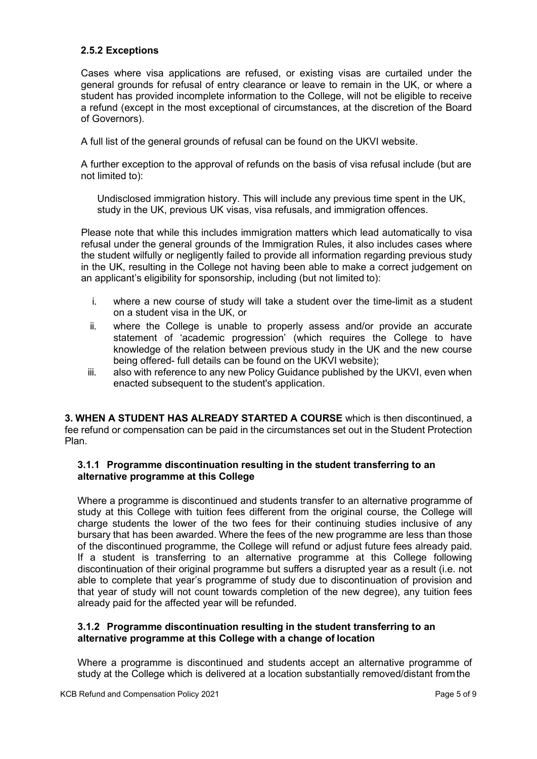### 2.5.2 Exceptions

Cases where visa applications are refused, or existing visas are curtailed under the general grounds for refusal of entry clearance or leave to remain in the UK, or where a student has provided incomplete information to the College, will not be eligible to receive a refund (except in the most exceptional of circumstances, at the discretion of the Board of Governors).

A full list of the general grounds of refusal can be found on the UKVI website.

A further exception to the approval of refunds on the basis of visa refusal include (but are not limited to):

> Undisclosed immigration history. This will include any previous time spent in the UK, study in the UK, previous UK visas, visa refusals, and immigration offences.

Please note that while this includes immigration matters which lead automatically to visa refusal under the general grounds of the Immigration Rules, it also includes cases where the student wilfully or negligently failed to provide all information regarding previous study in the UK, resulting in the College not having been able to make a correct judgement on an applicant's eligibility for sponsorship, including (but not limited to):

i. where a new course of study will take a student over the time-limit as a student on a student visa in the UK, or
ii. where the College is unable to properly assess and/or provide an accurate statement of 'academic progression' (which requires the College to have knowledge of the relation between previous study in the UK and the new course being offered- full details can be found on the UKVI website);
iii. also with reference to any new Policy Guidance published by the UKVI, even when enacted subsequent to the student's application.

**3. WHEN A STUDENT HAS ALREADY STARTED A COURSE** which is then discontinued, a fee refund or compensation can be paid in the circumstances set out in the Student Protection Plan.

### 3.1.1 Programme discontinuation resulting in the student transferring to an alternative programme at this College

Where a programme is discontinued and students transfer to an alternative programme of study at this College with tuition fees different from the original course, the College will charge students the lower of the two fees for their continuing studies inclusive of any bursary that has been awarded. Where the fees of the new programme are less than those of the discontinued programme, the College will refund or adjust future fees already paid. If a student is transferring to an alternative programme at this College following discontinuation of their original programme but suffers a disrupted year as a result (i.e. not able to complete that year's programme of study due to discontinuation of provision and that year of study will not count towards completion of the new degree), any tuition fees already paid for the affected year will be refunded.

### 3.1.2 Programme discontinuation resulting in the student transferring to an alternative programme at this College with a change of location

Where a programme is discontinued and students accept an alternative programme of study at the College which is delivered at a location substantially removed/distant from the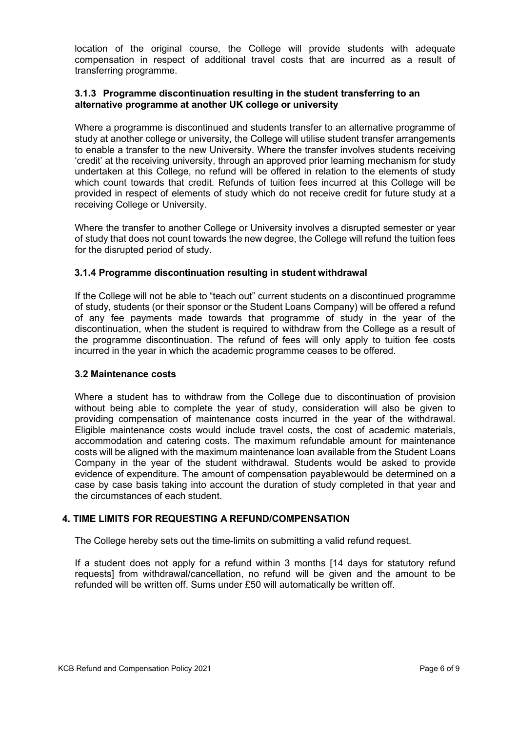location of the original course, the College will provide students with adequate compensation in respect of additional travel costs that are incurred as a result of transferring programme.

#### 3.1.3 Programme discontinuation resulting in the student transferring to an alternative programme at another UK college or university

Where a programme is discontinued and students transfer to an alternative programme of study at another college or university, the College will utilise student transfer arrangements to enable a transfer to the new University. Where the transfer involves students receiving 'credit' at the receiving university, through an approved prior learning mechanism for study undertaken at this College, no refund will be offered in relation to the elements of study which count towards that credit. Refunds of tuition fees incurred at this College will be provided in respect of elements of study which do not receive credit for future study at a receiving College or University.

Where the transfer to another College or University involves a disrupted semester or year of study that does not count towards the new degree, the College will refund the tuition fees for the disrupted period of study.

#### 3.1.4 Programme discontinuation resulting in student withdrawal

If the College will not be able to "teach out" current students on a discontinued programme of study, students (or their sponsor or the Student Loans Company) will be offered a refund of any fee payments made towards that programme of study in the year of the discontinuation, when the student is required to withdraw from the College as a result of the programme discontinuation. The refund of fees will only apply to tuition fee costs incurred in the year in which the academic programme ceases to be offered.

### 3.2 Maintenance costs

Where a student has to withdraw from the College due to discontinuation of provision without being able to complete the year of study, consideration will also be given to providing compensation of maintenance costs incurred in the year of the withdrawal. Eligible maintenance costs would include travel costs, the cost of academic materials, accommodation and catering costs. The maximum refundable amount for maintenance costs will be aligned with the maximum maintenance loan available from the Student Loans Company in the year of the student withdrawal. Students would be asked to provide evidence of expenditure. The amount of compensation payablewould be determined on a case by case basis taking into account the duration of study completed in that year and the circumstances of each student.

## 4. TIME LIMITS FOR REQUESTING A REFUND/COMPENSATION

The College hereby sets out the time-limits on submitting a valid refund request.

If a student does not apply for a refund within 3 months [14 days for statutory refund requests] from withdrawal/cancellation, no refund will be given and the amount to be refunded will be written off. Sums under £50 will automatically be written off.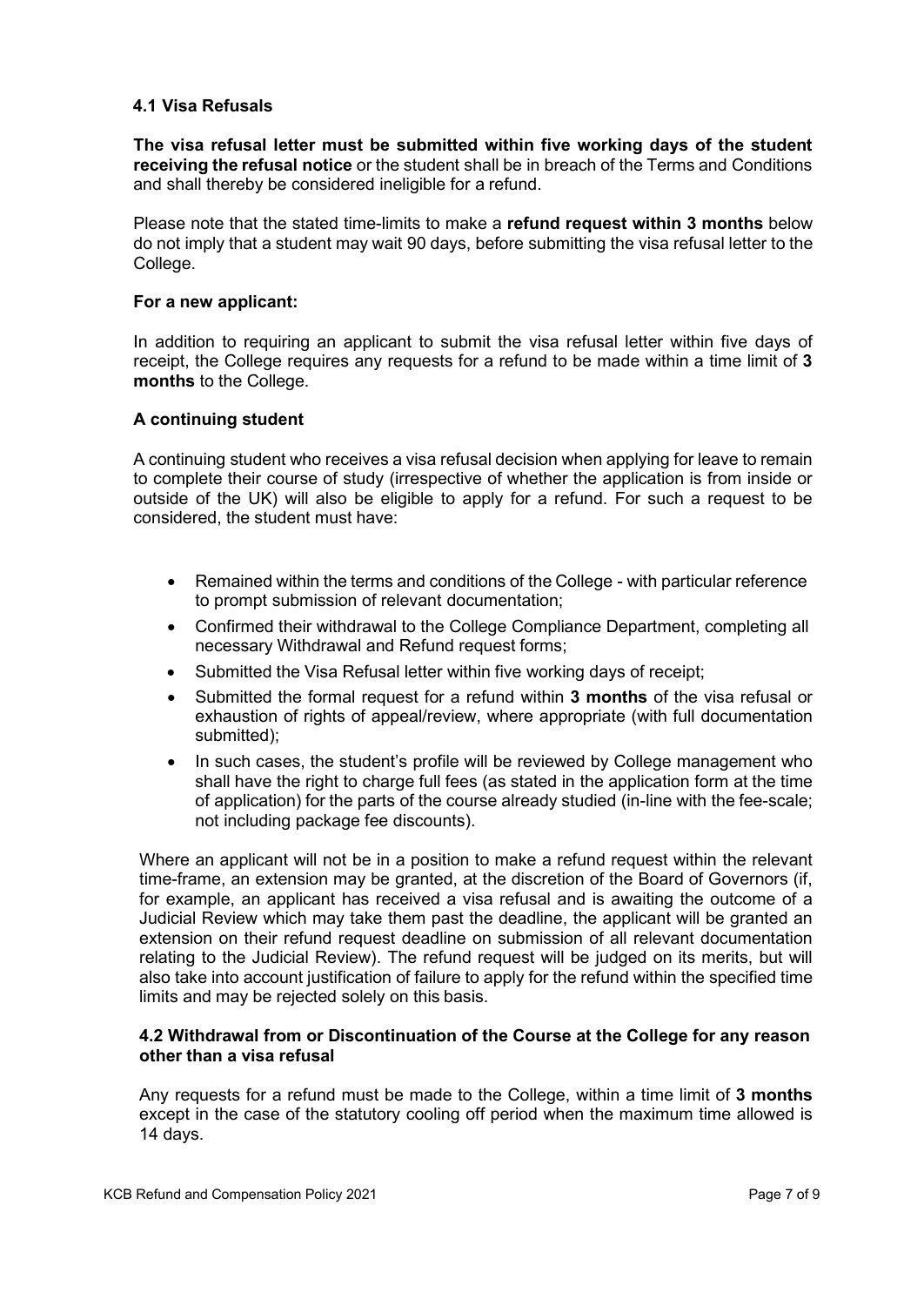### 4.1 Visa Refusals

**The visa refusal letter must be submitted within five working days of the student receiving the refusal notice** or the student shall be in breach of the Terms and Conditions and shall thereby be considered ineligible for a refund.

Please note that the stated time-limits to make a **refund request within 3 months** below do not imply that a student may wait 90 days, before submitting the visa refusal letter to the College.

**For a new applicant:**

In addition to requiring an applicant to submit the visa refusal letter within five days of receipt, the College requires any requests for a refund to be made within a time limit of **3 months** to the College.

**A continuing student**

A continuing student who receives a visa refusal decision when applying for leave to remain to complete their course of study (irrespective of whether the application is from inside or outside of the UK) will also be eligible to apply for a refund. For such a request to be considered, the student must have:

- Remained within the terms and conditions of the College - with particular reference to prompt submission of relevant documentation;
- Confirmed their withdrawal to the College Compliance Department, completing all necessary Withdrawal and Refund request forms;
- Submitted the Visa Refusal letter within five working days of receipt;
- Submitted the formal request for a refund within **3 months** of the visa refusal or exhaustion of rights of appeal/review, where appropriate (with full documentation submitted);
- In such cases, the student's profile will be reviewed by College management who shall have the right to charge full fees (as stated in the application form at the time of application) for the parts of the course already studied (in-line with the fee-scale; not including package fee discounts).

Where an applicant will not be in a position to make a refund request within the relevant time-frame, an extension may be granted, at the discretion of the Board of Governors (if, for example, an applicant has received a visa refusal and is awaiting the outcome of a Judicial Review which may take them past the deadline, the applicant will be granted an extension on their refund request deadline on submission of all relevant documentation relating to the Judicial Review). The refund request will be judged on its merits, but will also take into account justification of failure to apply for the refund within the specified time limits and may be rejected solely on this basis.

### 4.2 Withdrawal from or Discontinuation of the Course at the College for any reason other than a visa refusal

Any requests for a refund must be made to the College, within a time limit of **3 months** except in the case of the statutory cooling off period when the maximum time allowed is 14 days.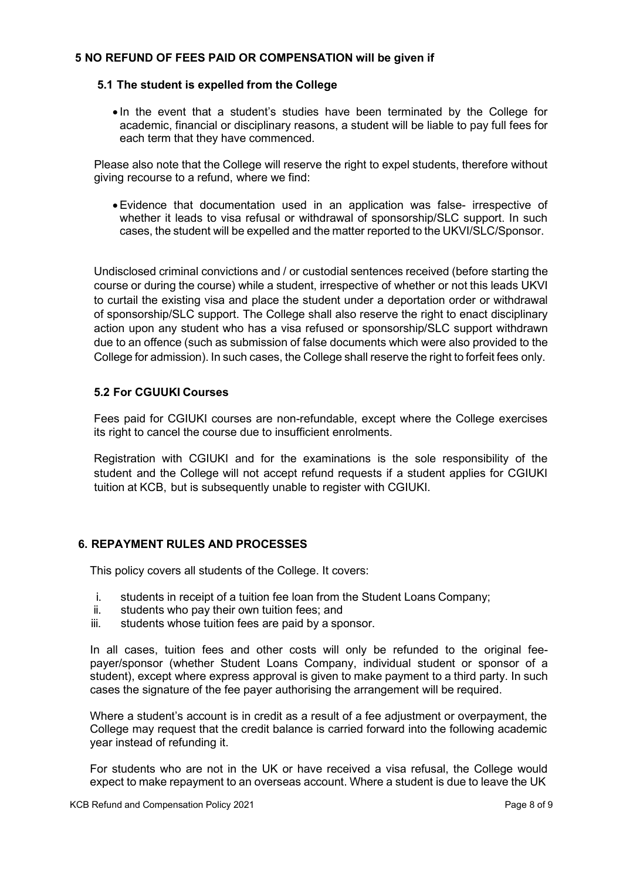## 5 NO REFUND OF FEES PAID OR COMPENSATION will be given if

### 5.1 The student is expelled from the College

- In the event that a student's studies have been terminated by the College for academic, financial or disciplinary reasons, a student will be liable to pay full fees for each term that they have commenced.

Please also note that the College will reserve the right to expel students, therefore without giving recourse to a refund, where we find:

- Evidence that documentation used in an application was false- irrespective of whether it leads to visa refusal or withdrawal of sponsorship/SLC support. In such cases, the student will be expelled and the matter reported to the UKVI/SLC/Sponsor.

Undisclosed criminal convictions and / or custodial sentences received (before starting the course or during the course) while a student, irrespective of whether or not this leads UKVI to curtail the existing visa and place the student under a deportation order or withdrawal of sponsorship/SLC support. The College shall also reserve the right to enact disciplinary action upon any student who has a visa refused or sponsorship/SLC support withdrawn due to an offence (such as submission of false documents which were also provided to the College for admission). In such cases, the College shall reserve the right to forfeit fees only.

### 5.2 For CGUUKI Courses

Fees paid for CGIUKI courses are non-refundable, except where the College exercises its right to cancel the course due to insufficient enrolments.

Registration with CGIUKI and for the examinations is the sole responsibility of the student and the College will not accept refund requests if a student applies for CGIUKI tuition at KCB, but is subsequently unable to register with CGIUKI.

## 6. REPAYMENT RULES AND PROCESSES

This policy covers all students of the College. It covers:

i. students in receipt of a tuition fee loan from the Student Loans Company;
ii. students who pay their own tuition fees; and
iii. students whose tuition fees are paid by a sponsor.

In all cases, tuition fees and other costs will only be refunded to the original fee-payer/sponsor (whether Student Loans Company, individual student or sponsor of a student), except where express approval is given to make payment to a third party. In such cases the signature of the fee payer authorising the arrangement will be required.

Where a student's account is in credit as a result of a fee adjustment or overpayment, the College may request that the credit balance is carried forward into the following academic year instead of refunding it.

For students who are not in the UK or have received a visa refusal, the College would expect to make repayment to an overseas account. Where a student is due to leave the UK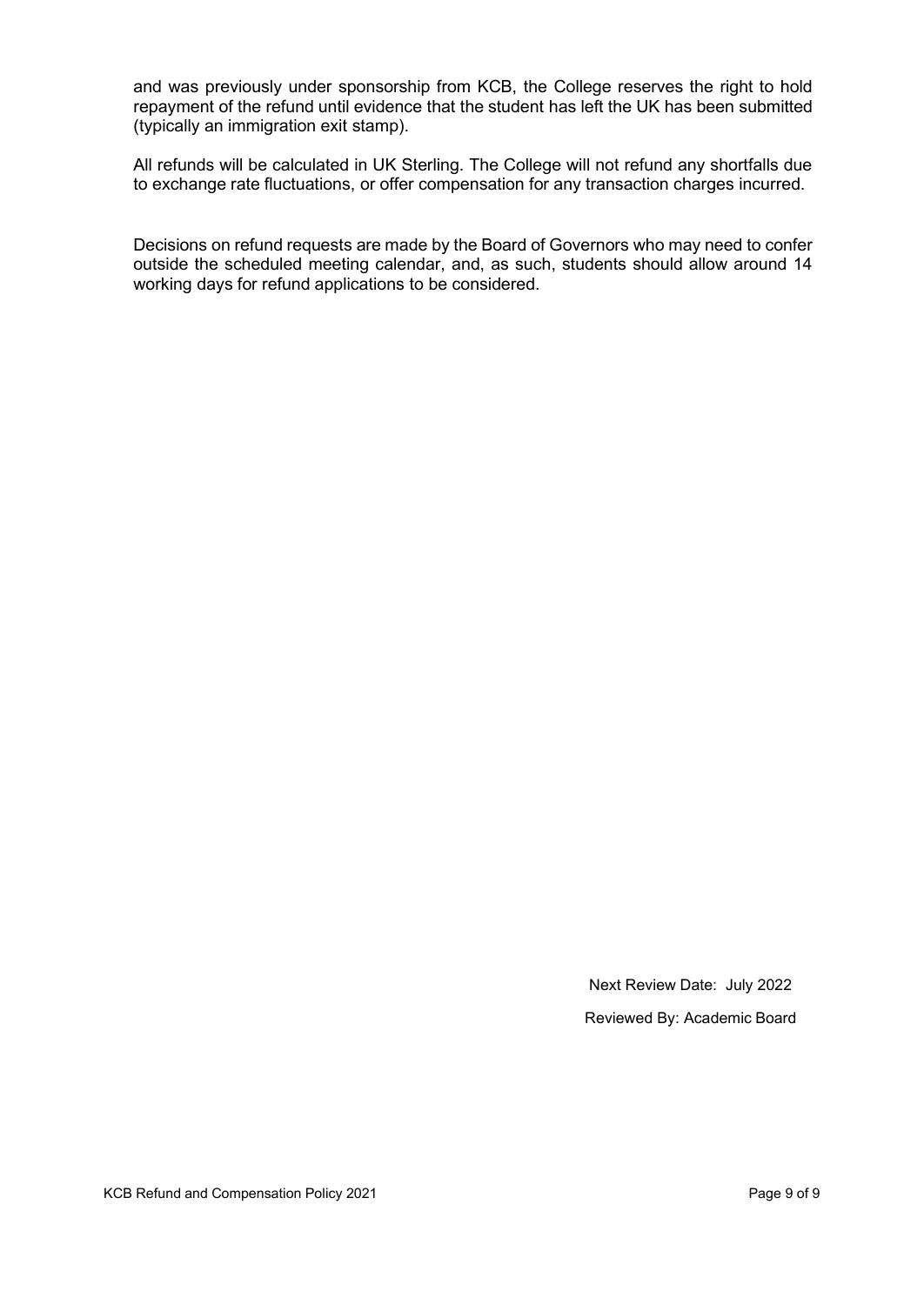and was previously under sponsorship from KCB, the College reserves the right to hold repayment of the refund until evidence that the student has left the UK has been submitted (typically an immigration exit stamp).

All refunds will be calculated in UK Sterling. The College will not refund any shortfalls due to exchange rate fluctuations, or offer compensation for any transaction charges incurred.

Decisions on refund requests are made by the Board of Governors who may need to confer outside the scheduled meeting calendar, and, as such, students should allow around 14 working days for refund applications to be considered.

Next Review Date: July 2022

Reviewed By: Academic Board